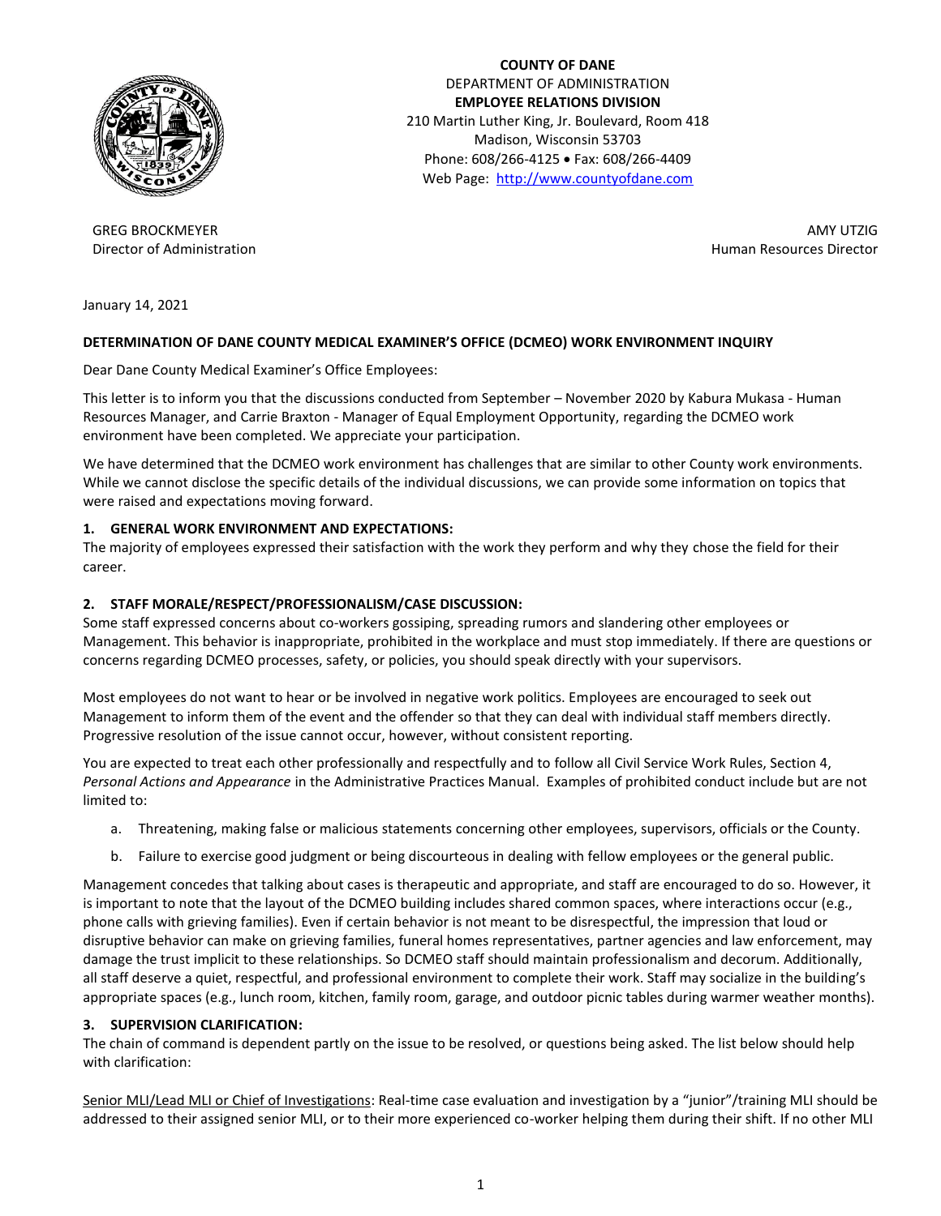**COUNTY OF DANE**
DEPARTMENT OF ADMINISTRATION
**EMPLOYEE RELATIONS DIVISION**
210 Martin Luther King, Jr. Boulevard, Room 418
Madison, Wisconsin 53703
Phone: 608/266-4125 • Fax: 608/266-4409
Web Page: http://www.countyofdane.com

GREG BROCKMEYER
Director of Administration

AMY UTZIG
Human Resources Director

January 14, 2021

**DETERMINATION OF DANE COUNTY MEDICAL EXAMINER'S OFFICE (DCMEO) WORK ENVIRONMENT INQUIRY**

Dear Dane County Medical Examiner's Office Employees:

This letter is to inform you that the discussions conducted from September – November 2020 by Kabura Mukasa - Human Resources Manager, and Carrie Braxton - Manager of Equal Employment Opportunity, regarding the DCMEO work environment have been completed. We appreciate your participation.

We have determined that the DCMEO work environment has challenges that are similar to other County work environments. While we cannot disclose the specific details of the individual discussions, we can provide some information on topics that were raised and expectations moving forward.

**1. GENERAL WORK ENVIRONMENT AND EXPECTATIONS:**
The majority of employees expressed their satisfaction with the work they perform and why they chose the field for their career.

**2. STAFF MORALE/RESPECT/PROFESSIONALISM/CASE DISCUSSION:**
Some staff expressed concerns about co-workers gossiping, spreading rumors and slandering other employees or Management. This behavior is inappropriate, prohibited in the workplace and must stop immediately. If there are questions or concerns regarding DCMEO processes, safety, or policies, you should speak directly with your supervisors.

Most employees do not want to hear or be involved in negative work politics. Employees are encouraged to seek out Management to inform them of the event and the offender so that they can deal with individual staff members directly. Progressive resolution of the issue cannot occur, however, without consistent reporting.

You are expected to treat each other professionally and respectfully and to follow all Civil Service Work Rules, Section 4, *Personal Actions and Appearance* in the Administrative Practices Manual. Examples of prohibited conduct include but are not limited to:

a. Threatening, making false or malicious statements concerning other employees, supervisors, officials or the County.

b. Failure to exercise good judgment or being discourteous in dealing with fellow employees or the general public.

Management concedes that talking about cases is therapeutic and appropriate, and staff are encouraged to do so. However, it is important to note that the layout of the DCMEO building includes shared common spaces, where interactions occur (e.g., phone calls with grieving families). Even if certain behavior is not meant to be disrespectful, the impression that loud or disruptive behavior can make on grieving families, funeral homes representatives, partner agencies and law enforcement, may damage the trust implicit to these relationships. So DCMEO staff should maintain professionalism and decorum. Additionally, all staff deserve a quiet, respectful, and professional environment to complete their work. Staff may socialize in the building's appropriate spaces (e.g., lunch room, kitchen, family room, garage, and outdoor picnic tables during warmer weather months).

**3. SUPERVISION CLARIFICATION:**
The chain of command is dependent partly on the issue to be resolved, or questions being asked. The list below should help with clarification:

Senior MLI/Lead MLI or Chief of Investigations: Real-time case evaluation and investigation by a "junior"/training MLI should be addressed to their assigned senior MLI, or to their more experienced co-worker helping them during their shift. If no other MLI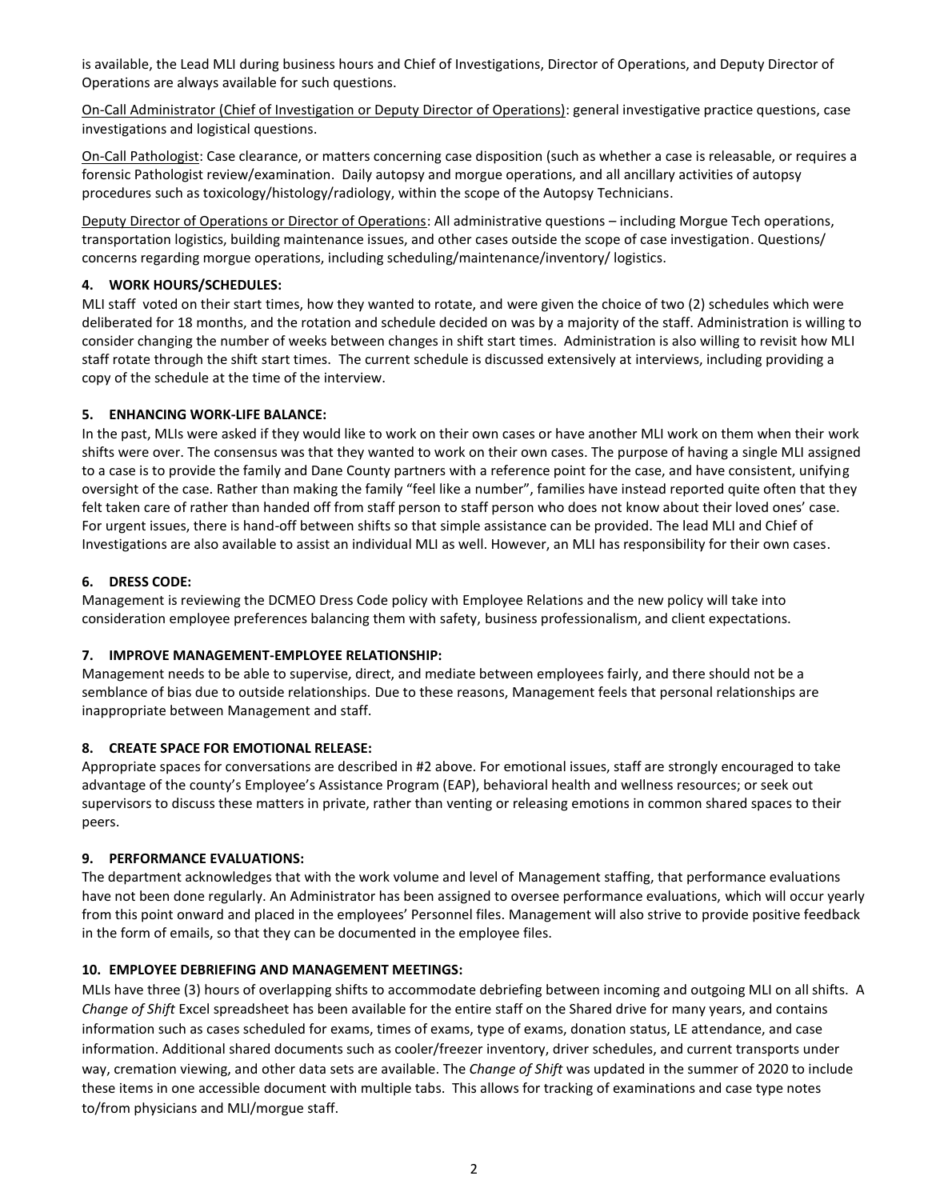is available, the Lead MLI during business hours and Chief of Investigations, Director of Operations, and Deputy Director of Operations are always available for such questions.

<u>On-Call Administrator (Chief of Investigation or Deputy Director of Operations)</u>: general investigative practice questions, case investigations and logistical questions.

<u>On-Call Pathologist</u>: Case clearance, or matters concerning case disposition (such as whether a case is releasable, or requires a forensic Pathologist review/examination. Daily autopsy and morgue operations, and all ancillary activities of autopsy procedures such as toxicology/histology/radiology, within the scope of the Autopsy Technicians.

<u>Deputy Director of Operations or Director of Operations</u>: All administrative questions – including Morgue Tech operations, transportation logistics, building maintenance issues, and other cases outside the scope of case investigation. Questions/ concerns regarding morgue operations, including scheduling/maintenance/inventory/ logistics.

**4. WORK HOURS/SCHEDULES:**

MLI staff voted on their start times, how they wanted to rotate, and were given the choice of two (2) schedules which were deliberated for 18 months, and the rotation and schedule decided on was by a majority of the staff. Administration is willing to consider changing the number of weeks between changes in shift start times. Administration is also willing to revisit how MLI staff rotate through the shift start times. The current schedule is discussed extensively at interviews, including providing a copy of the schedule at the time of the interview.

**5. ENHANCING WORK-LIFE BALANCE:**

In the past, MLIs were asked if they would like to work on their own cases or have another MLI work on them when their work shifts were over. The consensus was that they wanted to work on their own cases. The purpose of having a single MLI assigned to a case is to provide the family and Dane County partners with a reference point for the case, and have consistent, unifying oversight of the case. Rather than making the family "feel like a number", families have instead reported quite often that they felt taken care of rather than handed off from staff person to staff person who does not know about their loved ones' case. For urgent issues, there is hand-off between shifts so that simple assistance can be provided. The lead MLI and Chief of Investigations are also available to assist an individual MLI as well. However, an MLI has responsibility for their own cases.

**6. DRESS CODE:**

Management is reviewing the DCMEO Dress Code policy with Employee Relations and the new policy will take into consideration employee preferences balancing them with safety, business professionalism, and client expectations.

**7. IMPROVE MANAGEMENT-EMPLOYEE RELATIONSHIP:**

Management needs to be able to supervise, direct, and mediate between employees fairly, and there should not be a semblance of bias due to outside relationships. Due to these reasons, Management feels that personal relationships are inappropriate between Management and staff.

**8. CREATE SPACE FOR EMOTIONAL RELEASE:**

Appropriate spaces for conversations are described in #2 above. For emotional issues, staff are strongly encouraged to take advantage of the county's Employee's Assistance Program (EAP), behavioral health and wellness resources; or seek out supervisors to discuss these matters in private, rather than venting or releasing emotions in common shared spaces to their peers.

**9. PERFORMANCE EVALUATIONS:**

The department acknowledges that with the work volume and level of Management staffing, that performance evaluations have not been done regularly. An Administrator has been assigned to oversee performance evaluations, which will occur yearly from this point onward and placed in the employees' Personnel files. Management will also strive to provide positive feedback in the form of emails, so that they can be documented in the employee files.

**10. EMPLOYEE DEBRIEFING AND MANAGEMENT MEETINGS:**

MLIs have three (3) hours of overlapping shifts to accommodate debriefing between incoming and outgoing MLI on all shifts. A *Change of Shift* Excel spreadsheet has been available for the entire staff on the Shared drive for many years, and contains information such as cases scheduled for exams, times of exams, type of exams, donation status, LE attendance, and case information. Additional shared documents such as cooler/freezer inventory, driver schedules, and current transports under way, cremation viewing, and other data sets are available. The *Change of Shift* was updated in the summer of 2020 to include these items in one accessible document with multiple tabs. This allows for tracking of examinations and case type notes to/from physicians and MLI/morgue staff.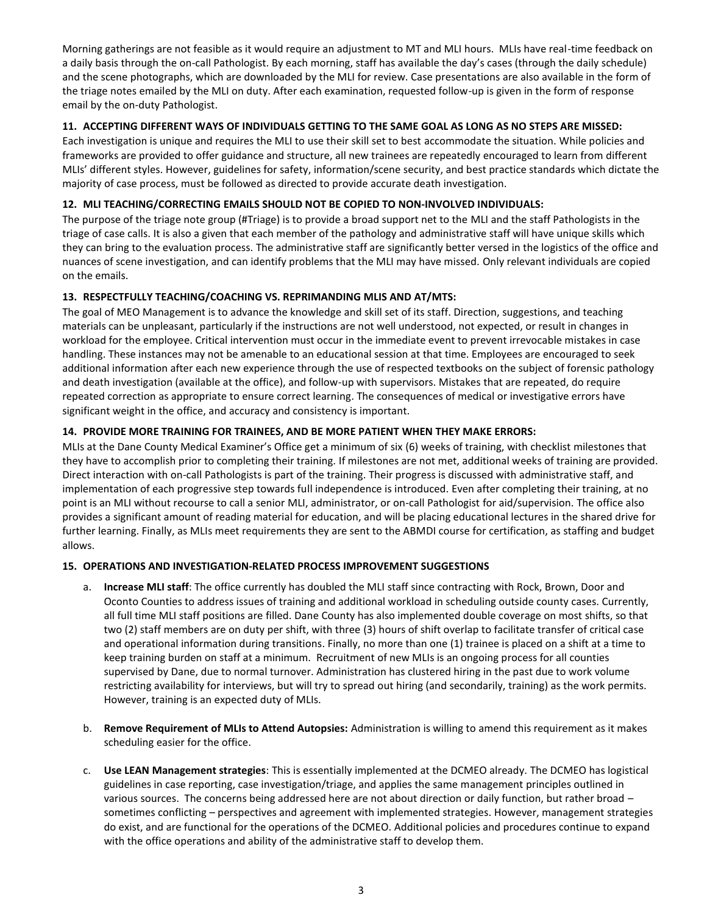Morning gatherings are not feasible as it would require an adjustment to MT and MLI hours. MLIs have real-time feedback on a daily basis through the on-call Pathologist. By each morning, staff has available the day's cases (through the daily schedule) and the scene photographs, which are downloaded by the MLI for review. Case presentations are also available in the form of the triage notes emailed by the MLI on duty. After each examination, requested follow-up is given in the form of response email by the on-duty Pathologist.

### 11. ACCEPTING DIFFERENT WAYS OF INDIVIDUALS GETTING TO THE SAME GOAL AS LONG AS NO STEPS ARE MISSED:

Each investigation is unique and requires the MLI to use their skill set to best accommodate the situation. While policies and frameworks are provided to offer guidance and structure, all new trainees are repeatedly encouraged to learn from different MLIs' different styles. However, guidelines for safety, information/scene security, and best practice standards which dictate the majority of case process, must be followed as directed to provide accurate death investigation.

### 12. MLI TEACHING/CORRECTING EMAILS SHOULD NOT BE COPIED TO NON-INVOLVED INDIVIDUALS:

The purpose of the triage note group (#Triage) is to provide a broad support net to the MLI and the staff Pathologists in the triage of case calls. It is also a given that each member of the pathology and administrative staff will have unique skills which they can bring to the evaluation process. The administrative staff are significantly better versed in the logistics of the office and nuances of scene investigation, and can identify problems that the MLI may have missed. Only relevant individuals are copied on the emails.

### 13. RESPECTFULLY TEACHING/COACHING VS. REPRIMANDING MLIS AND AT/MTS:

The goal of MEO Management is to advance the knowledge and skill set of its staff. Direction, suggestions, and teaching materials can be unpleasant, particularly if the instructions are not well understood, not expected, or result in changes in workload for the employee. Critical intervention must occur in the immediate event to prevent irrevocable mistakes in case handling. These instances may not be amenable to an educational session at that time. Employees are encouraged to seek additional information after each new experience through the use of respected textbooks on the subject of forensic pathology and death investigation (available at the office), and follow-up with supervisors. Mistakes that are repeated, do require repeated correction as appropriate to ensure correct learning. The consequences of medical or investigative errors have significant weight in the office, and accuracy and consistency is important.

### 14. PROVIDE MORE TRAINING FOR TRAINEES, AND BE MORE PATIENT WHEN THEY MAKE ERRORS:

MLIs at the Dane County Medical Examiner's Office get a minimum of six (6) weeks of training, with checklist milestones that they have to accomplish prior to completing their training. If milestones are not met, additional weeks of training are provided. Direct interaction with on-call Pathologists is part of the training. Their progress is discussed with administrative staff, and implementation of each progressive step towards full independence is introduced. Even after completing their training, at no point is an MLI without recourse to call a senior MLI, administrator, or on-call Pathologist for aid/supervision. The office also provides a significant amount of reading material for education, and will be placing educational lectures in the shared drive for further learning. Finally, as MLIs meet requirements they are sent to the ABMDI course for certification, as staffing and budget allows.

### 15. OPERATIONS AND INVESTIGATION-RELATED PROCESS IMPROVEMENT SUGGESTIONS

a. **Increase MLI staff**: The office currently has doubled the MLI staff since contracting with Rock, Brown, Door and Oconto Counties to address issues of training and additional workload in scheduling outside county cases. Currently, all full time MLI staff positions are filled. Dane County has also implemented double coverage on most shifts, so that two (2) staff members are on duty per shift, with three (3) hours of shift overlap to facilitate transfer of critical case and operational information during transitions. Finally, no more than one (1) trainee is placed on a shift at a time to keep training burden on staff at a minimum. Recruitment of new MLIs is an ongoing process for all counties supervised by Dane, due to normal turnover. Administration has clustered hiring in the past due to work volume restricting availability for interviews, but will try to spread out hiring (and secondarily, training) as the work permits. However, training is an expected duty of MLIs.

b. **Remove Requirement of MLIs to Attend Autopsies:** Administration is willing to amend this requirement as it makes scheduling easier for the office.

c. **Use LEAN Management strategies**: This is essentially implemented at the DCMEO already. The DCMEO has logistical guidelines in case reporting, case investigation/triage, and applies the same management principles outlined in various sources. The concerns being addressed here are not about direction or daily function, but rather broad – sometimes conflicting – perspectives and agreement with implemented strategies. However, management strategies do exist, and are functional for the operations of the DCMEO. Additional policies and procedures continue to expand with the office operations and ability of the administrative staff to develop them.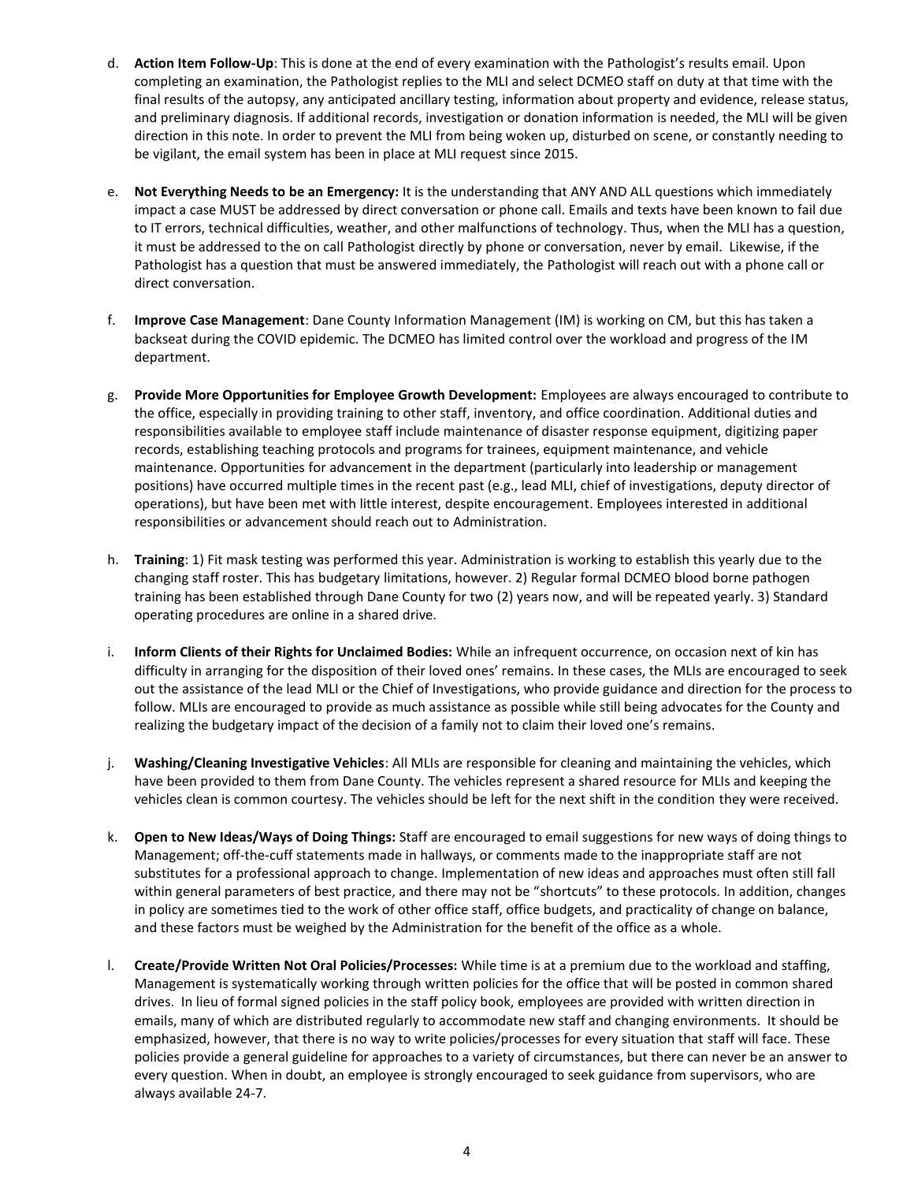d. **Action Item Follow-Up**: This is done at the end of every examination with the Pathologist's results email. Upon completing an examination, the Pathologist replies to the MLI and select DCMEO staff on duty at that time with the final results of the autopsy, any anticipated ancillary testing, information about property and evidence, release status, and preliminary diagnosis. If additional records, investigation or donation information is needed, the MLI will be given direction in this note. In order to prevent the MLI from being woken up, disturbed on scene, or constantly needing to be vigilant, the email system has been in place at MLI request since 2015.

e. **Not Everything Needs to be an Emergency:** It is the understanding that ANY AND ALL questions which immediately impact a case MUST be addressed by direct conversation or phone call. Emails and texts have been known to fail due to IT errors, technical difficulties, weather, and other malfunctions of technology. Thus, when the MLI has a question, it must be addressed to the on call Pathologist directly by phone or conversation, never by email. Likewise, if the Pathologist has a question that must be answered immediately, the Pathologist will reach out with a phone call or direct conversation.

f. **Improve Case Management**: Dane County Information Management (IM) is working on CM, but this has taken a backseat during the COVID epidemic. The DCMEO has limited control over the workload and progress of the IM department.

g. **Provide More Opportunities for Employee Growth Development:** Employees are always encouraged to contribute to the office, especially in providing training to other staff, inventory, and office coordination. Additional duties and responsibilities available to employee staff include maintenance of disaster response equipment, digitizing paper records, establishing teaching protocols and programs for trainees, equipment maintenance, and vehicle maintenance. Opportunities for advancement in the department (particularly into leadership or management positions) have occurred multiple times in the recent past (e.g., lead MLI, chief of investigations, deputy director of operations), but have been met with little interest, despite encouragement. Employees interested in additional responsibilities or advancement should reach out to Administration.

h. **Training**: 1) Fit mask testing was performed this year. Administration is working to establish this yearly due to the changing staff roster. This has budgetary limitations, however. 2) Regular formal DCMEO blood borne pathogen training has been established through Dane County for two (2) years now, and will be repeated yearly. 3) Standard operating procedures are online in a shared drive.

i. **Inform Clients of their Rights for Unclaimed Bodies:** While an infrequent occurrence, on occasion next of kin has difficulty in arranging for the disposition of their loved ones' remains. In these cases, the MLIs are encouraged to seek out the assistance of the lead MLI or the Chief of Investigations, who provide guidance and direction for the process to follow. MLIs are encouraged to provide as much assistance as possible while still being advocates for the County and realizing the budgetary impact of the decision of a family not to claim their loved one's remains.

j. **Washing/Cleaning Investigative Vehicles**: All MLIs are responsible for cleaning and maintaining the vehicles, which have been provided to them from Dane County. The vehicles represent a shared resource for MLIs and keeping the vehicles clean is common courtesy. The vehicles should be left for the next shift in the condition they were received.

k. **Open to New Ideas/Ways of Doing Things:** Staff are encouraged to email suggestions for new ways of doing things to Management; off-the-cuff statements made in hallways, or comments made to the inappropriate staff are not substitutes for a professional approach to change. Implementation of new ideas and approaches must often still fall within general parameters of best practice, and there may not be "shortcuts" to these protocols. In addition, changes in policy are sometimes tied to the work of other office staff, office budgets, and practicality of change on balance, and these factors must be weighed by the Administration for the benefit of the office as a whole.

l. **Create/Provide Written Not Oral Policies/Processes:** While time is at a premium due to the workload and staffing, Management is systematically working through written policies for the office that will be posted in common shared drives. In lieu of formal signed policies in the staff policy book, employees are provided with written direction in emails, many of which are distributed regularly to accommodate new staff and changing environments. It should be emphasized, however, that there is no way to write policies/processes for every situation that staff will face. These policies provide a general guideline for approaches to a variety of circumstances, but there can never be an answer to every question. When in doubt, an employee is strongly encouraged to seek guidance from supervisors, who are always available 24-7.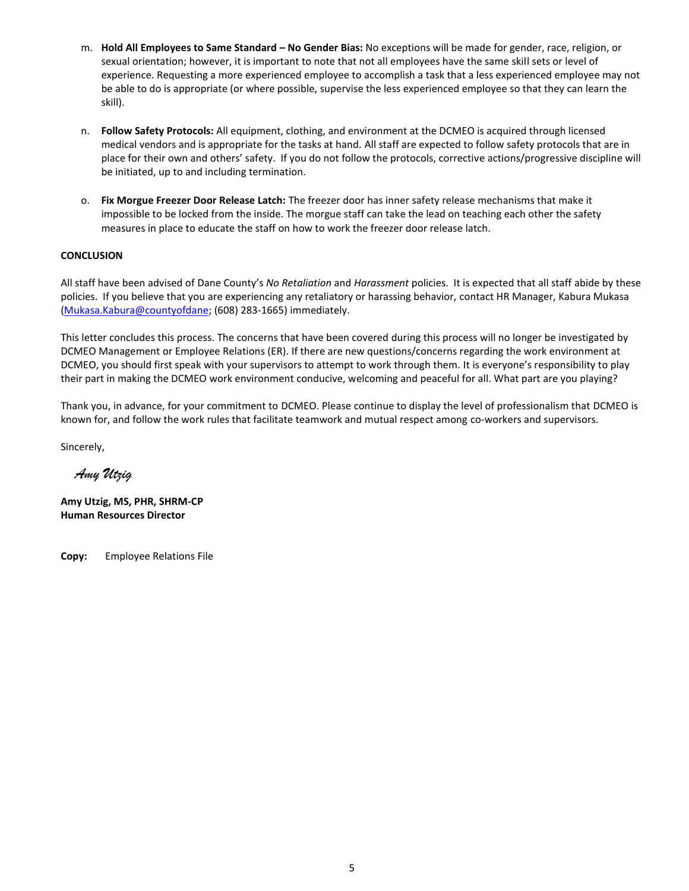m. **Hold All Employees to Same Standard – No Gender Bias:** No exceptions will be made for gender, race, religion, or sexual orientation; however, it is important to note that not all employees have the same skill sets or level of experience. Requesting a more experienced employee to accomplish a task that a less experienced employee may not be able to do is appropriate (or where possible, supervise the less experienced employee so that they can learn the skill).

n. **Follow Safety Protocols:** All equipment, clothing, and environment at the DCMEO is acquired through licensed medical vendors and is appropriate for the tasks at hand. All staff are expected to follow safety protocols that are in place for their own and others' safety. If you do not follow the protocols, corrective actions/progressive discipline will be initiated, up to and including termination.

o. **Fix Morgue Freezer Door Release Latch:** The freezer door has inner safety release mechanisms that make it impossible to be locked from the inside. The morgue staff can take the lead on teaching each other the safety measures in place to educate the staff on how to work the freezer door release latch.

**CONCLUSION**

All staff have been advised of Dane County's *No Retaliation* and *Harassment* policies. It is expected that all staff abide by these policies. If you believe that you are experiencing any retaliatory or harassing behavior, contact HR Manager, Kabura Mukasa (Mukasa.Kabura@countyofdane; (608) 283-1665) immediately.

This letter concludes this process. The concerns that have been covered during this process will no longer be investigated by DCMEO Management or Employee Relations (ER). If there are new questions/concerns regarding the work environment at DCMEO, you should first speak with your supervisors to attempt to work through them. It is everyone's responsibility to play their part in making the DCMEO work environment conducive, welcoming and peaceful for all. What part are you playing?

Thank you, in advance, for your commitment to DCMEO. Please continue to display the level of professionalism that DCMEO is known for, and follow the work rules that facilitate teamwork and mutual respect among co-workers and supervisors.

Sincerely,

*Amy Utzig*

**Amy Utzig, MS, PHR, SHRM-CP**
**Human Resources Director**

**Copy:** Employee Relations File